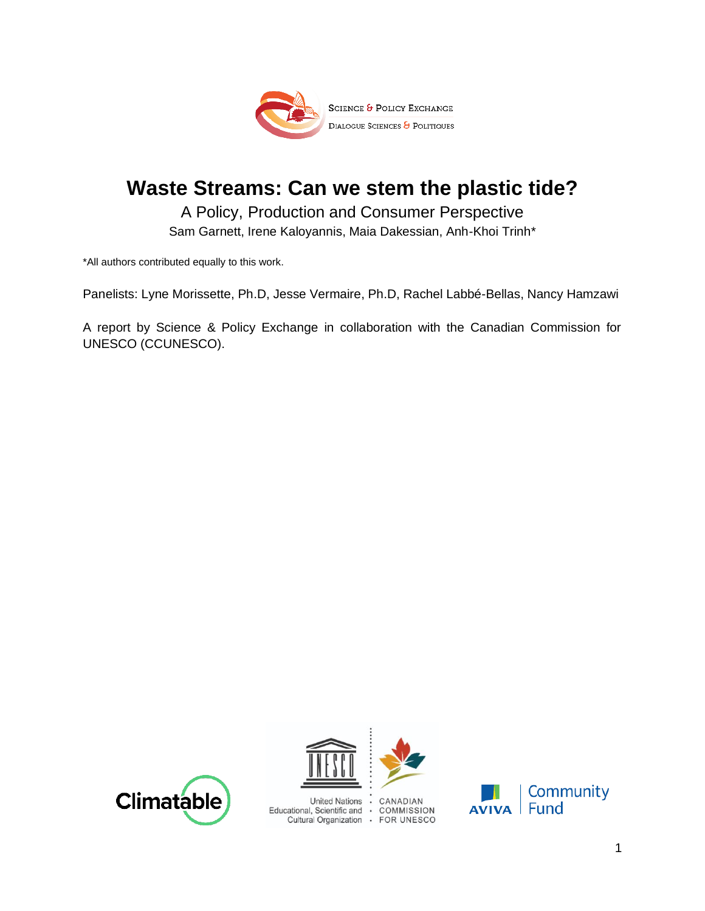SCIENCE & POLICY EXCHANGE
DIALOGUE SCIENCES & POLITIQUES

# Waste Streams: Can we stem the plastic tide?

A Policy, Production and Consumer Perspective

Sam Garnett, Irene Kaloyannis, Maia Dakessian, Anh-Khoi Trinh*

*All authors contributed equally to this work.

Panelists: Lyne Morissette, Ph.D, Jesse Vermaire, Ph.D, Rachel Labbé-Bellas, Nancy Hamzawi

A report by Science & Policy Exchange in collaboration with the Canadian Commission for UNESCO (CCUNESCO).

Climatable

United Nations Educational, Scientific and Cultural Organization · CANADIAN COMMISSION FOR UNESCO

AVIVA | Community Fund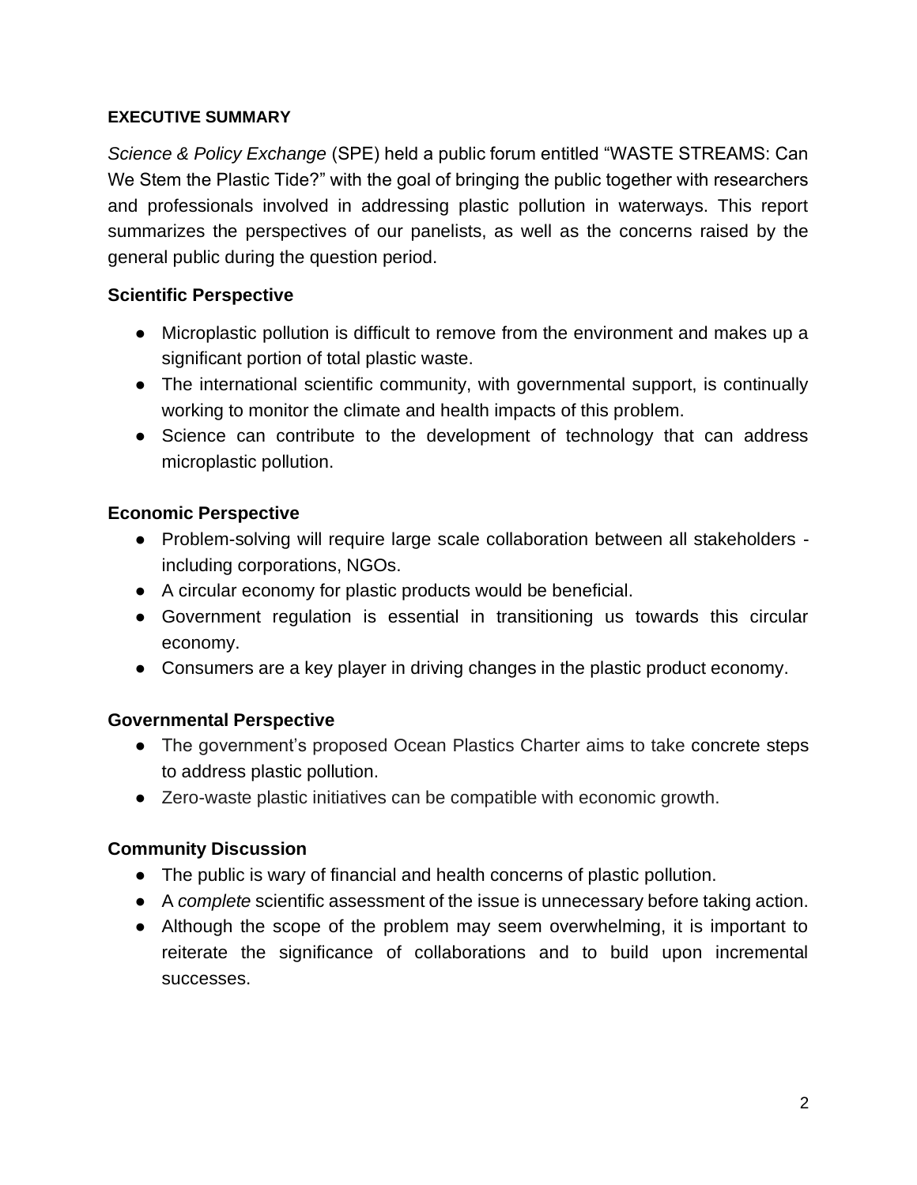## EXECUTIVE SUMMARY

*Science & Policy Exchange* (SPE) held a public forum entitled "WASTE STREAMS: Can We Stem the Plastic Tide?" with the goal of bringing the public together with researchers and professionals involved in addressing plastic pollution in waterways. This report summarizes the perspectives of our panelists, as well as the concerns raised by the general public during the question period.

### Scientific Perspective

- Microplastic pollution is difficult to remove from the environment and makes up a significant portion of total plastic waste.
- The international scientific community, with governmental support, is continually working to monitor the climate and health impacts of this problem.
- Science can contribute to the development of technology that can address microplastic pollution.

### Economic Perspective

- Problem-solving will require large scale collaboration between all stakeholders - including corporations, NGOs.
- A circular economy for plastic products would be beneficial.
- Government regulation is essential in transitioning us towards this circular economy.
- Consumers are a key player in driving changes in the plastic product economy.

### Governmental Perspective

- The government's proposed Ocean Plastics Charter aims to take concrete steps to address plastic pollution.
- Zero-waste plastic initiatives can be compatible with economic growth.

### Community Discussion

- The public is wary of financial and health concerns of plastic pollution.
- A *complete* scientific assessment of the issue is unnecessary before taking action.
- Although the scope of the problem may seem overwhelming, it is important to reiterate the significance of collaborations and to build upon incremental successes.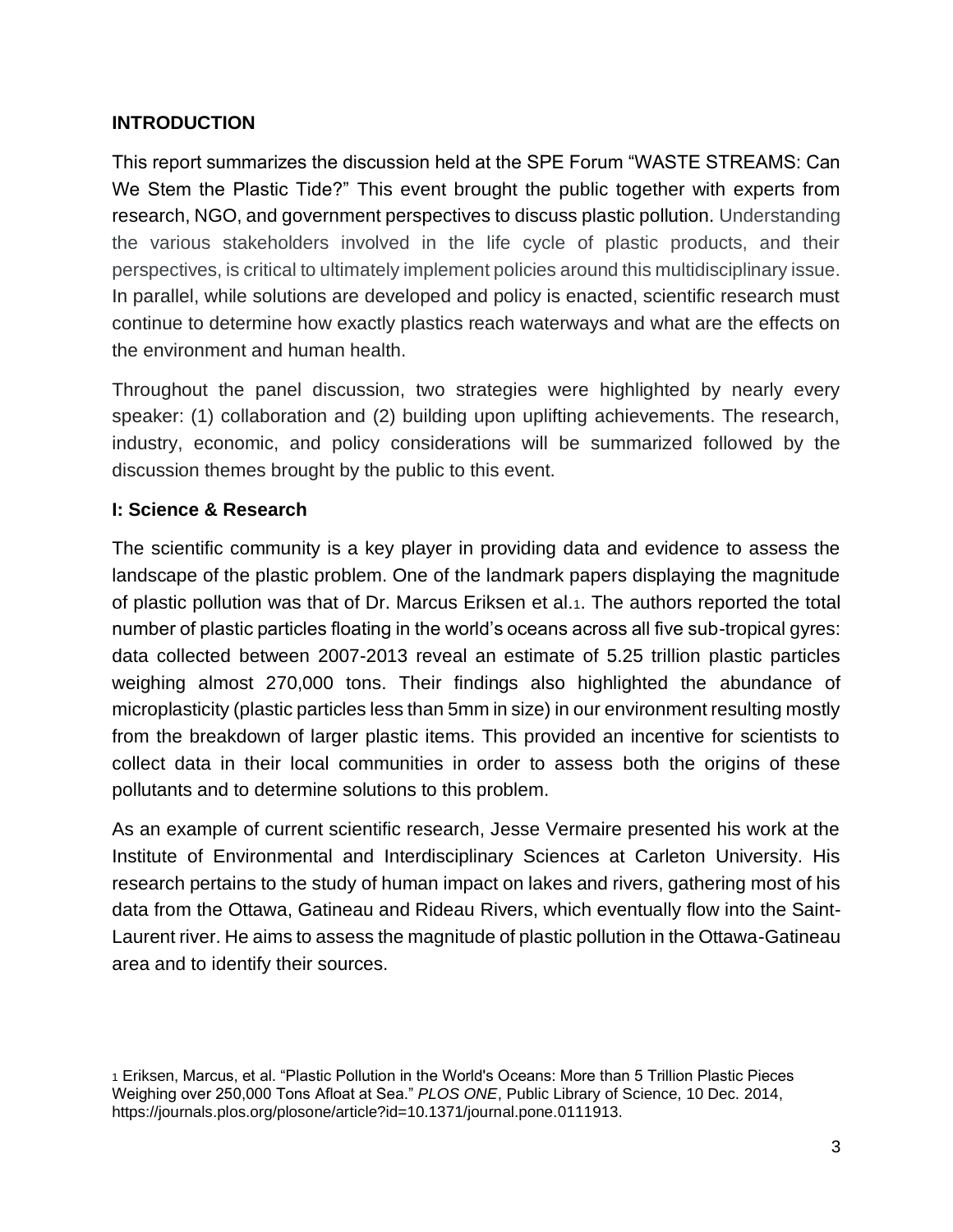## INTRODUCTION

This report summarizes the discussion held at the SPE Forum "WASTE STREAMS: Can We Stem the Plastic Tide?" This event brought the public together with experts from research, NGO, and government perspectives to discuss plastic pollution. Understanding the various stakeholders involved in the life cycle of plastic products, and their perspectives, is critical to ultimately implement policies around this multidisciplinary issue. In parallel, while solutions are developed and policy is enacted, scientific research must continue to determine how exactly plastics reach waterways and what are the effects on the environment and human health.

Throughout the panel discussion, two strategies were highlighted by nearly every speaker: (1) collaboration and (2) building upon uplifting achievements. The research, industry, economic, and policy considerations will be summarized followed by the discussion themes brought by the public to this event.

## I: Science & Research

The scientific community is a key player in providing data and evidence to assess the landscape of the plastic problem. One of the landmark papers displaying the magnitude of plastic pollution was that of Dr. Marcus Eriksen et al.[1]. The authors reported the total number of plastic particles floating in the world's oceans across all five sub-tropical gyres: data collected between 2007-2013 reveal an estimate of 5.25 trillion plastic particles weighing almost 270,000 tons. Their findings also highlighted the abundance of microplasticity (plastic particles less than 5mm in size) in our environment resulting mostly from the breakdown of larger plastic items. This provided an incentive for scientists to collect data in their local communities in order to assess both the origins of these pollutants and to determine solutions to this problem.

As an example of current scientific research, Jesse Vermaire presented his work at the Institute of Environmental and Interdisciplinary Sciences at Carleton University. His research pertains to the study of human impact on lakes and rivers, gathering most of his data from the Ottawa, Gatineau and Rideau Rivers, which eventually flow into the Saint-Laurent river. He aims to assess the magnitude of plastic pollution in the Ottawa-Gatineau area and to identify their sources.

[1] Eriksen, Marcus, et al. "Plastic Pollution in the World's Oceans: More than 5 Trillion Plastic Pieces Weighing over 250,000 Tons Afloat at Sea." *PLOS ONE*, Public Library of Science, 10 Dec. 2014, https://journals.plos.org/plosone/article?id=10.1371/journal.pone.0111913.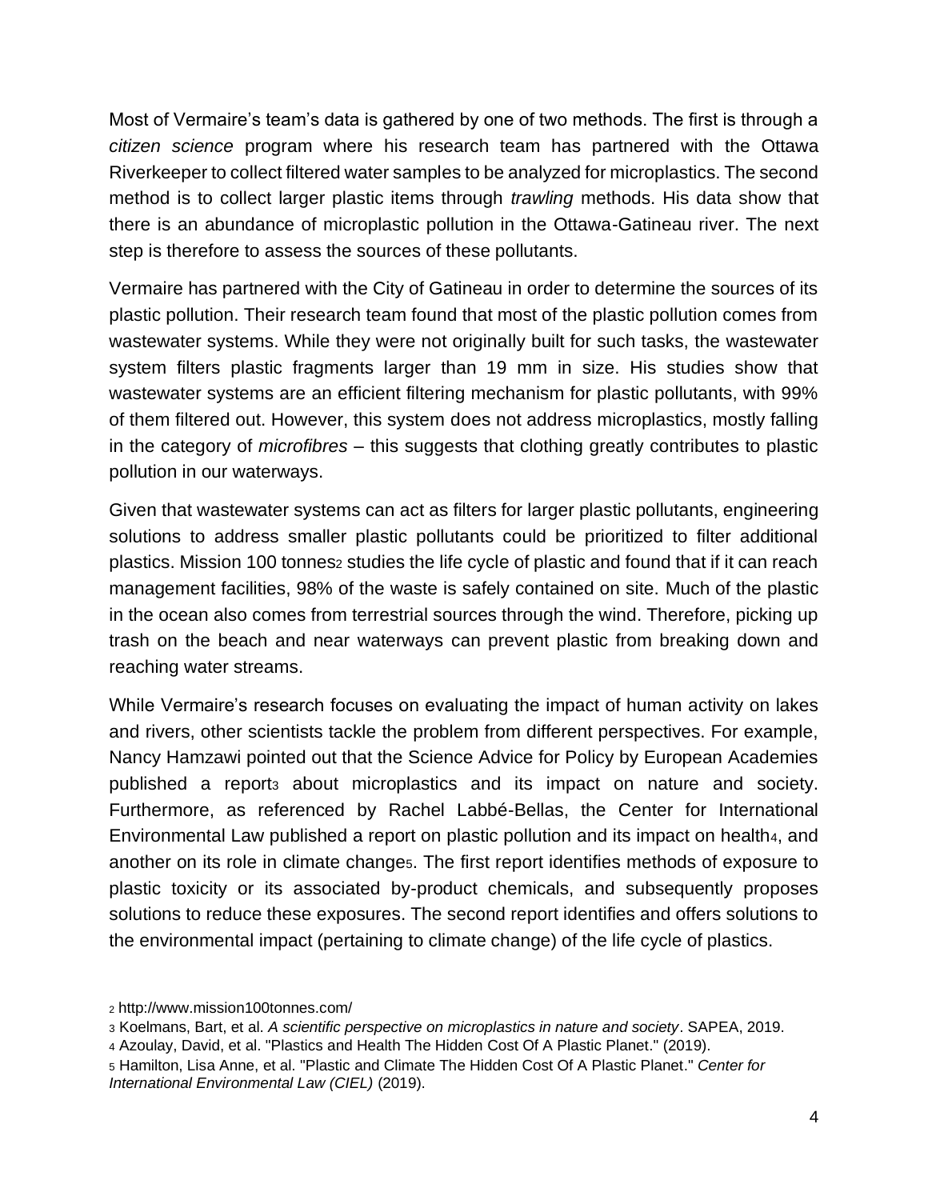Most of Vermaire's team's data is gathered by one of two methods. The first is through a *citizen science* program where his research team has partnered with the Ottawa Riverkeeper to collect filtered water samples to be analyzed for microplastics. The second method is to collect larger plastic items through *trawling* methods. His data show that there is an abundance of microplastic pollution in the Ottawa-Gatineau river. The next step is therefore to assess the sources of these pollutants.

Vermaire has partnered with the City of Gatineau in order to determine the sources of its plastic pollution. Their research team found that most of the plastic pollution comes from wastewater systems. While they were not originally built for such tasks, the wastewater system filters plastic fragments larger than 19 mm in size. His studies show that wastewater systems are an efficient filtering mechanism for plastic pollutants, with 99% of them filtered out. However, this system does not address microplastics, mostly falling in the category of *microfibres* – this suggests that clothing greatly contributes to plastic pollution in our waterways.

Given that wastewater systems can act as filters for larger plastic pollutants, engineering solutions to address smaller plastic pollutants could be prioritized to filter additional plastics. Mission 100 tonnes[2] studies the life cycle of plastic and found that if it can reach management facilities, 98% of the waste is safely contained on site. Much of the plastic in the ocean also comes from terrestrial sources through the wind. Therefore, picking up trash on the beach and near waterways can prevent plastic from breaking down and reaching water streams.

While Vermaire's research focuses on evaluating the impact of human activity on lakes and rivers, other scientists tackle the problem from different perspectives. For example, Nancy Hamzawi pointed out that the Science Advice for Policy by European Academies published a report[3] about microplastics and its impact on nature and society. Furthermore, as referenced by Rachel Labbé-Bellas, the Center for International Environmental Law published a report on plastic pollution and its impact on health[4], and another on its role in climate change[5]. The first report identifies methods of exposure to plastic toxicity or its associated by-product chemicals, and subsequently proposes solutions to reduce these exposures. The second report identifies and offers solutions to the environmental impact (pertaining to climate change) of the life cycle of plastics.

[2] http://www.mission100tonnes.com/

[3] Koelmans, Bart, et al. *A scientific perspective on microplastics in nature and society*. SAPEA, 2019.

[4] Azoulay, David, et al. "Plastics and Health The Hidden Cost Of A Plastic Planet." (2019).

[5] Hamilton, Lisa Anne, et al. "Plastic and Climate The Hidden Cost Of A Plastic Planet." *Center for International Environmental Law (CIEL)* (2019).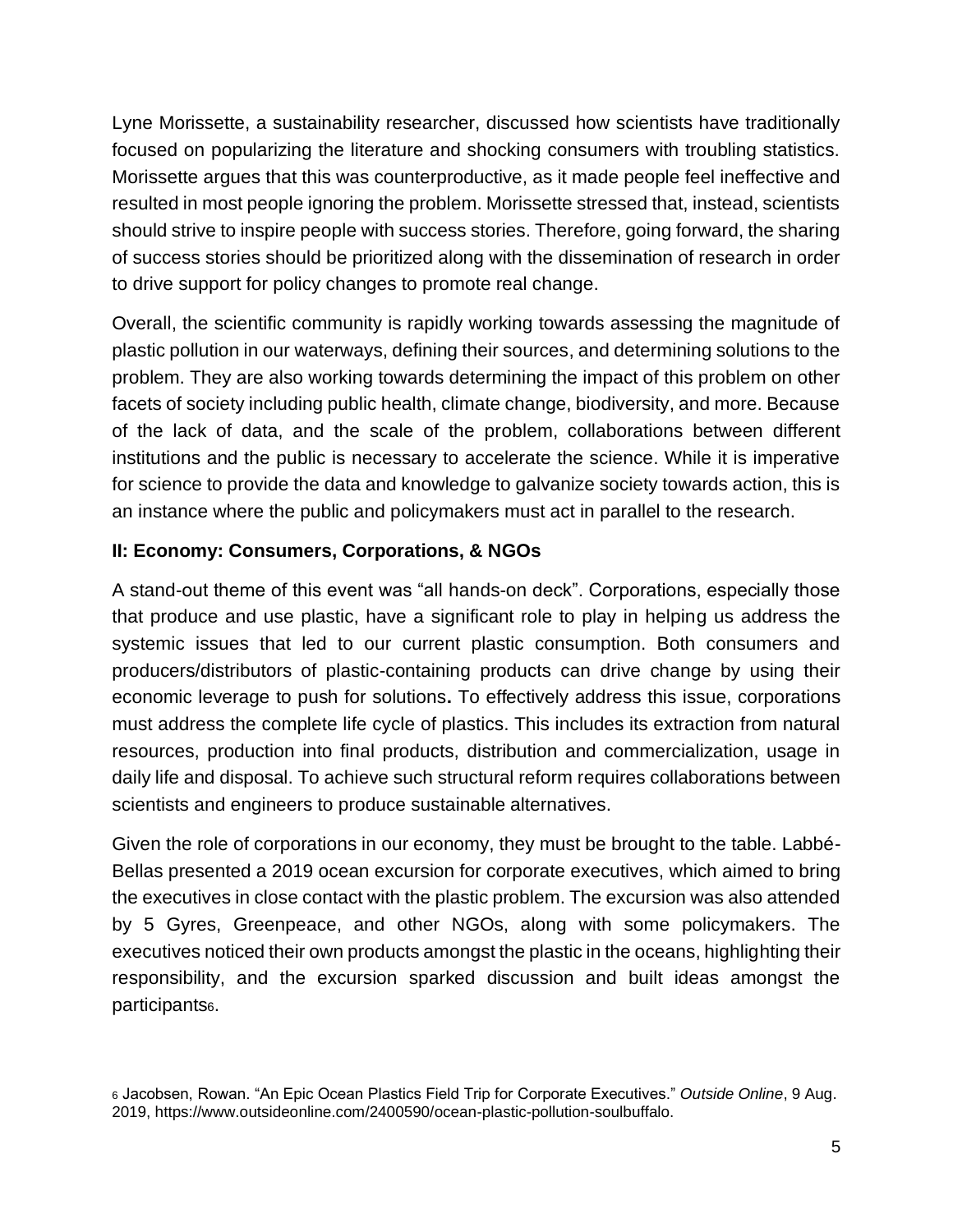Lyne Morissette, a sustainability researcher, discussed how scientists have traditionally focused on popularizing the literature and shocking consumers with troubling statistics. Morissette argues that this was counterproductive, as it made people feel ineffective and resulted in most people ignoring the problem. Morissette stressed that, instead, scientists should strive to inspire people with success stories. Therefore, going forward, the sharing of success stories should be prioritized along with the dissemination of research in order to drive support for policy changes to promote real change.

Overall, the scientific community is rapidly working towards assessing the magnitude of plastic pollution in our waterways, defining their sources, and determining solutions to the problem. They are also working towards determining the impact of this problem on other facets of society including public health, climate change, biodiversity, and more. Because of the lack of data, and the scale of the problem, collaborations between different institutions and the public is necessary to accelerate the science. While it is imperative for science to provide the data and knowledge to galvanize society towards action, this is an instance where the public and policymakers must act in parallel to the research.

### II: Economy: Consumers, Corporations, & NGOs

A stand-out theme of this event was "all hands-on deck". Corporations, especially those that produce and use plastic, have a significant role to play in helping us address the systemic issues that led to our current plastic consumption. Both consumers and producers/distributors of plastic-containing products can drive change by using their economic leverage to push for solutions**.** To effectively address this issue, corporations must address the complete life cycle of plastics. This includes its extraction from natural resources, production into final products, distribution and commercialization, usage in daily life and disposal. To achieve such structural reform requires collaborations between scientists and engineers to produce sustainable alternatives.

Given the role of corporations in our economy, they must be brought to the table. Labbé-Bellas presented a 2019 ocean excursion for corporate executives, which aimed to bring the executives in close contact with the plastic problem. The excursion was also attended by 5 Gyres, Greenpeace, and other NGOs, along with some policymakers. The executives noticed their own products amongst the plastic in the oceans, highlighting their responsibility, and the excursion sparked discussion and built ideas amongst the participants[6].

[6] Jacobsen, Rowan. "An Epic Ocean Plastics Field Trip for Corporate Executives." *Outside Online*, 9 Aug. 2019, https://www.outsideonline.com/2400590/ocean-plastic-pollution-soulbuffalo.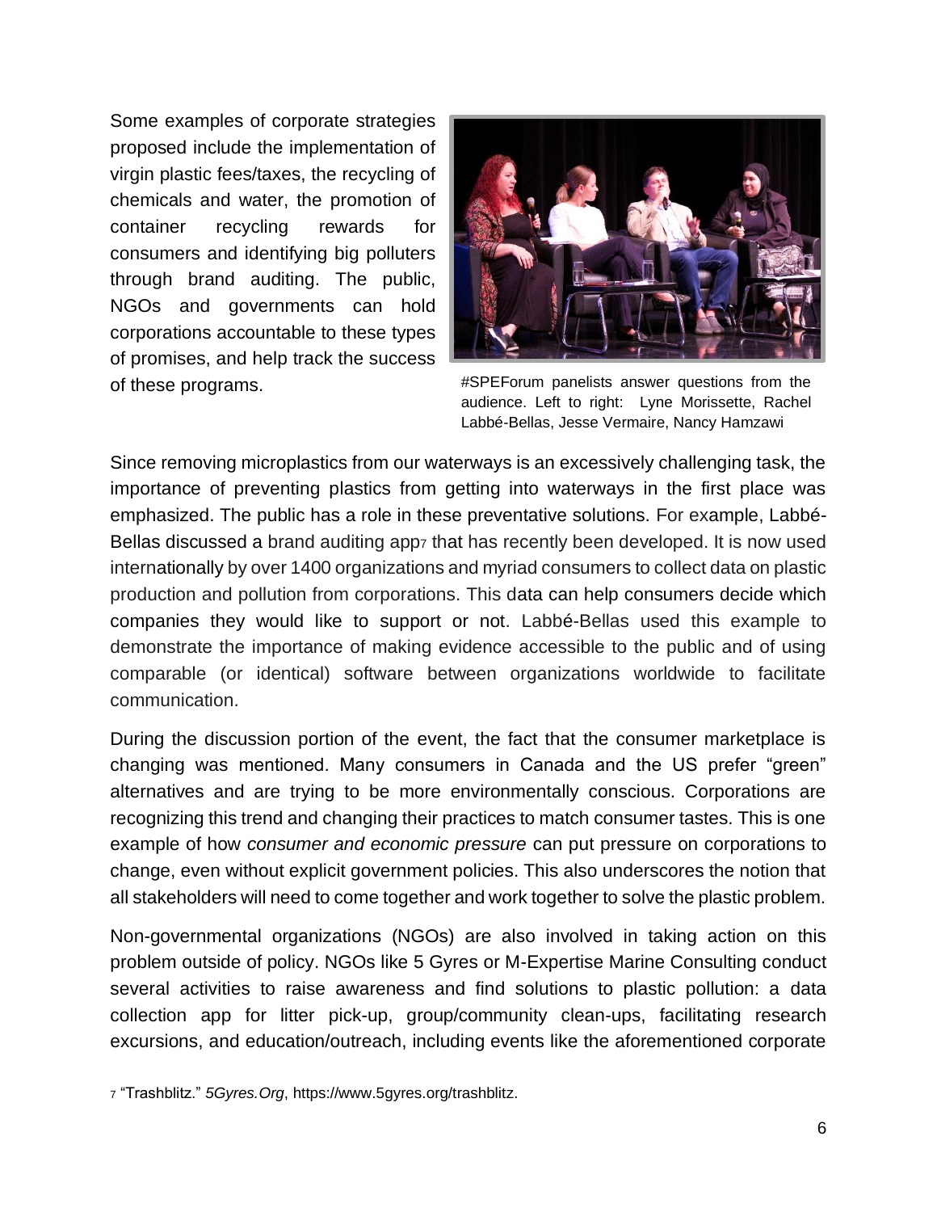Some examples of corporate strategies proposed include the implementation of virgin plastic fees/taxes, the recycling of chemicals and water, the promotion of container recycling rewards for consumers and identifying big polluters through brand auditing. The public, NGOs and governments can hold corporations accountable to these types of promises, and help track the success of these programs.

#SPEForum panelists answer questions from the audience. Left to right: Lyne Morissette, Rachel Labbé-Bellas, Jesse Vermaire, Nancy Hamzawi

Since removing microplastics from our waterways is an excessively challenging task, the importance of preventing plastics from getting into waterways in the first place was emphasized. The public has a role in these preventative solutions. For example, Labbé-Bellas discussed a brand auditing app[7] that has recently been developed. It is now used internationally by over 1400 organizations and myriad consumers to collect data on plastic production and pollution from corporations. This data can help consumers decide which companies they would like to support or not. Labbé-Bellas used this example to demonstrate the importance of making evidence accessible to the public and of using comparable (or identical) software between organizations worldwide to facilitate communication.

During the discussion portion of the event, the fact that the consumer marketplace is changing was mentioned. Many consumers in Canada and the US prefer "green" alternatives and are trying to be more environmentally conscious. Corporations are recognizing this trend and changing their practices to match consumer tastes. This is one example of how *consumer and economic pressure* can put pressure on corporations to change, even without explicit government policies. This also underscores the notion that all stakeholders will need to come together and work together to solve the plastic problem.

Non-governmental organizations (NGOs) are also involved in taking action on this problem outside of policy. NGOs like 5 Gyres or M-Expertise Marine Consulting conduct several activities to raise awareness and find solutions to plastic pollution: a data collection app for litter pick-up, group/community clean-ups, facilitating research excursions, and education/outreach, including events like the aforementioned corporate

[7] "Trashblitz." *5Gyres.Org*, https://www.5gyres.org/trashblitz.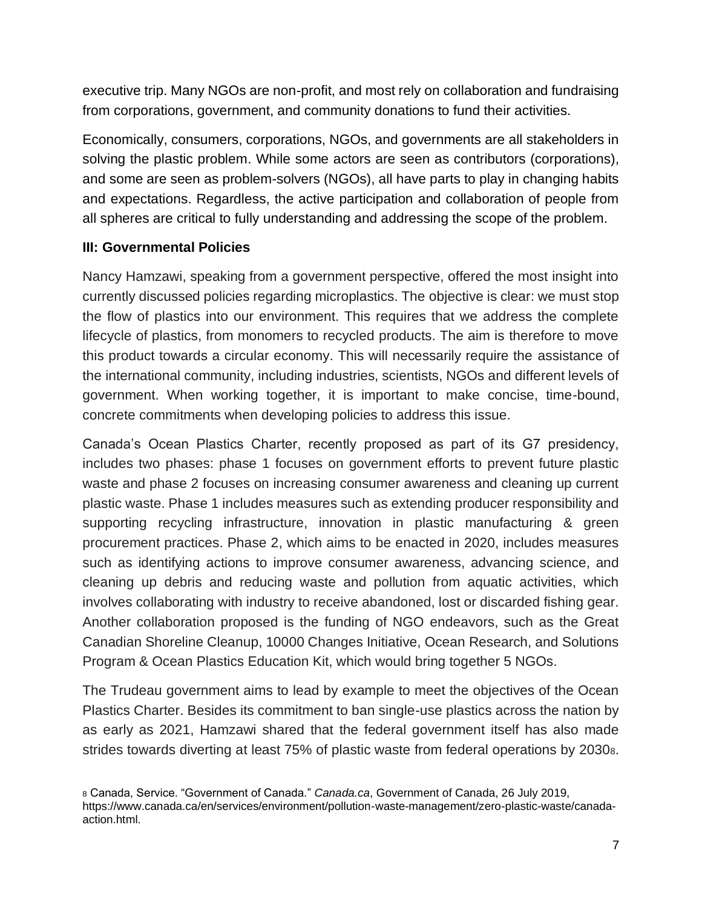executive trip. Many NGOs are non-profit, and most rely on collaboration and fundraising from corporations, government, and community donations to fund their activities.

Economically, consumers, corporations, NGOs, and governments are all stakeholders in solving the plastic problem. While some actors are seen as contributors (corporations), and some are seen as problem-solvers (NGOs), all have parts to play in changing habits and expectations. Regardless, the active participation and collaboration of people from all spheres are critical to fully understanding and addressing the scope of the problem.

### III: Governmental Policies

Nancy Hamzawi, speaking from a government perspective, offered the most insight into currently discussed policies regarding microplastics. The objective is clear: we must stop the flow of plastics into our environment. This requires that we address the complete lifecycle of plastics, from monomers to recycled products. The aim is therefore to move this product towards a circular economy. This will necessarily require the assistance of the international community, including industries, scientists, NGOs and different levels of government. When working together, it is important to make concise, time-bound, concrete commitments when developing policies to address this issue.

Canada's Ocean Plastics Charter, recently proposed as part of its G7 presidency, includes two phases: phase 1 focuses on government efforts to prevent future plastic waste and phase 2 focuses on increasing consumer awareness and cleaning up current plastic waste. Phase 1 includes measures such as extending producer responsibility and supporting recycling infrastructure, innovation in plastic manufacturing & green procurement practices. Phase 2, which aims to be enacted in 2020, includes measures such as identifying actions to improve consumer awareness, advancing science, and cleaning up debris and reducing waste and pollution from aquatic activities, which involves collaborating with industry to receive abandoned, lost or discarded fishing gear. Another collaboration proposed is the funding of NGO endeavors, such as the Great Canadian Shoreline Cleanup, 10000 Changes Initiative, Ocean Research, and Solutions Program & Ocean Plastics Education Kit, which would bring together 5 NGOs.

The Trudeau government aims to lead by example to meet the objectives of the Ocean Plastics Charter. Besides its commitment to ban single-use plastics across the nation by as early as 2021, Hamzawi shared that the federal government itself has also made strides towards diverting at least 75% of plastic waste from federal operations by 2030[8].

[8] Canada, Service. "Government of Canada." *Canada.ca*, Government of Canada, 26 July 2019, https://www.canada.ca/en/services/environment/pollution-waste-management/zero-plastic-waste/canada-action.html.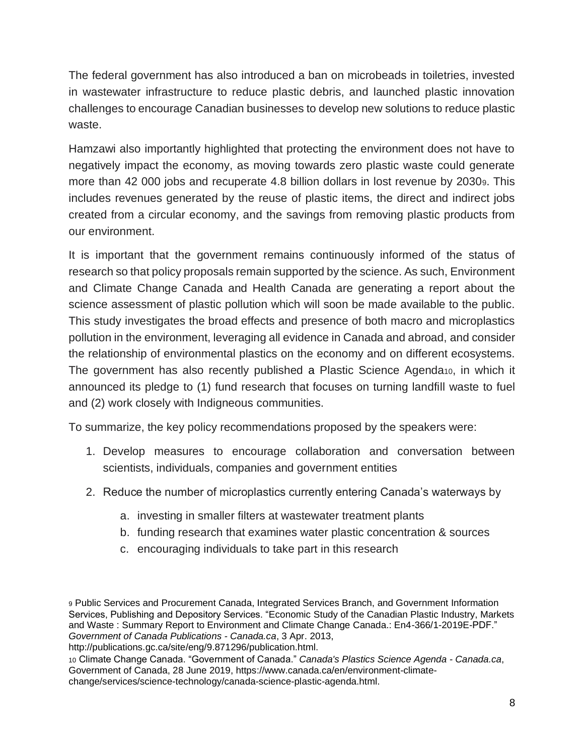The federal government has also introduced a ban on microbeads in toiletries, invested in wastewater infrastructure to reduce plastic debris, and launched plastic innovation challenges to encourage Canadian businesses to develop new solutions to reduce plastic waste.

Hamzawi also importantly highlighted that protecting the environment does not have to negatively impact the economy, as moving towards zero plastic waste could generate more than 42 000 jobs and recuperate 4.8 billion dollars in lost revenue by 2030[9]. This includes revenues generated by the reuse of plastic items, the direct and indirect jobs created from a circular economy, and the savings from removing plastic products from our environment.

It is important that the government remains continuously informed of the status of research so that policy proposals remain supported by the science. As such, Environment and Climate Change Canada and Health Canada are generating a report about the science assessment of plastic pollution which will soon be made available to the public. This study investigates the broad effects and presence of both macro and microplastics pollution in the environment, leveraging all evidence in Canada and abroad, and consider the relationship of environmental plastics on the economy and on different ecosystems. The government has also recently published a Plastic Science Agenda[10], in which it announced its pledge to (1) fund research that focuses on turning landfill waste to fuel and (2) work closely with Indigenous communities.

To summarize, the key policy recommendations proposed by the speakers were:

1. Develop measures to encourage collaboration and conversation between scientists, individuals, companies and government entities
2. Reduce the number of microplastics currently entering Canada's waterways by
    a. investing in smaller filters at wastewater treatment plants
    b. funding research that examines water plastic concentration & sources
    c. encouraging individuals to take part in this research

---

9 Public Services and Procurement Canada, Integrated Services Branch, and Government Information Services, Publishing and Depository Services. "Economic Study of the Canadian Plastic Industry, Markets and Waste : Summary Report to Environment and Climate Change Canada.: En4-366/1-2019E-PDF." *Government of Canada Publications - Canada.ca*, 3 Apr. 2013, http://publications.gc.ca/site/eng/9.871296/publication.html.

10 Climate Change Canada. "Government of Canada." *Canada's Plastics Science Agenda - Canada.ca*, Government of Canada, 28 June 2019, https://www.canada.ca/en/environment-climate-change/services/science-technology/canada-science-plastic-agenda.html.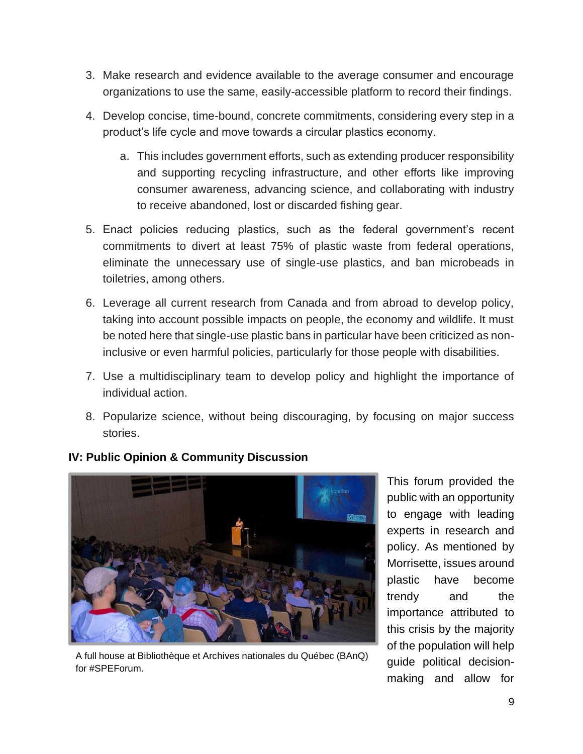3. Make research and evidence available to the average consumer and encourage organizations to use the same, easily-accessible platform to record their findings.
4. Develop concise, time-bound, concrete commitments, considering every step in a product's life cycle and move towards a circular plastics economy.
    a. This includes government efforts, such as extending producer responsibility and supporting recycling infrastructure, and other efforts like improving consumer awareness, advancing science, and collaborating with industry to receive abandoned, lost or discarded fishing gear.
5. Enact policies reducing plastics, such as the federal government's recent commitments to divert at least 75% of plastic waste from federal operations, eliminate the unnecessary use of single-use plastics, and ban microbeads in toiletries, among others.
6. Leverage all current research from Canada and from abroad to develop policy, taking into account possible impacts on people, the economy and wildlife. It must be noted here that single-use plastic bans in particular have been criticized as non-inclusive or even harmful policies, particularly for those people with disabilities.
7. Use a multidisciplinary team to develop policy and highlight the importance of individual action.
8. Popularize science, without being discouraging, by focusing on major success stories.

**IV: Public Opinion & Community Discussion**

A full house at Bibliothèque et Archives nationales du Québec (BAnQ) for #SPEForum.

This forum provided the public with an opportunity to engage with leading experts in research and policy. As mentioned by Morrisette, issues around plastic have become trendy and the importance attributed to this crisis by the majority of the population will help guide political decision-making and allow for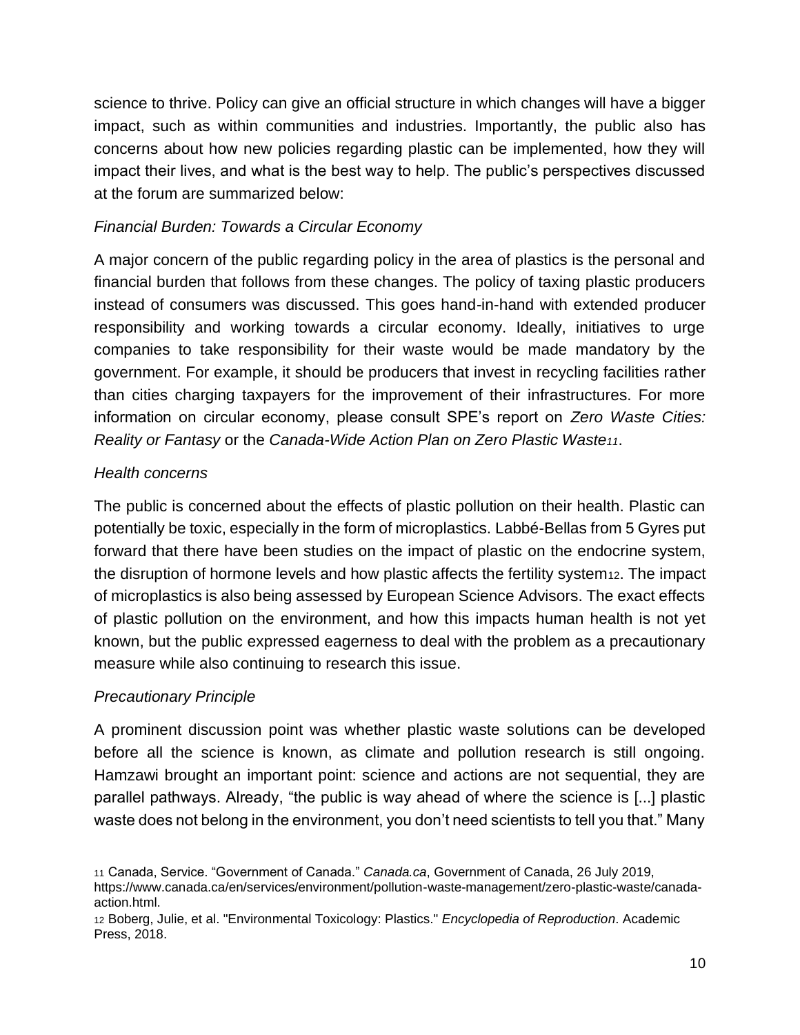science to thrive. Policy can give an official structure in which changes will have a bigger impact, such as within communities and industries. Importantly, the public also has concerns about how new policies regarding plastic can be implemented, how they will impact their lives, and what is the best way to help. The public's perspectives discussed at the forum are summarized below:

### *Financial Burden: Towards a Circular Economy*

A major concern of the public regarding policy in the area of plastics is the personal and financial burden that follows from these changes. The policy of taxing plastic producers instead of consumers was discussed. This goes hand-in-hand with extended producer responsibility and working towards a circular economy. Ideally, initiatives to urge companies to take responsibility for their waste would be made mandatory by the government. For example, it should be producers that invest in recycling facilities rather than cities charging taxpayers for the improvement of their infrastructures. For more information on circular economy, please consult SPE's report on *Zero Waste Cities: Reality or Fantasy* or the *Canada-Wide Action Plan on Zero Plastic Waste*[11].

### *Health concerns*

The public is concerned about the effects of plastic pollution on their health. Plastic can potentially be toxic, especially in the form of microplastics. Labbé-Bellas from 5 Gyres put forward that there have been studies on the impact of plastic on the endocrine system, the disruption of hormone levels and how plastic affects the fertility system[12]. The impact of microplastics is also being assessed by European Science Advisors. The exact effects of plastic pollution on the environment, and how this impacts human health is not yet known, but the public expressed eagerness to deal with the problem as a precautionary measure while also continuing to research this issue.

### *Precautionary Principle*

A prominent discussion point was whether plastic waste solutions can be developed before all the science is known, as climate and pollution research is still ongoing. Hamzawi brought an important point: science and actions are not sequential, they are parallel pathways. Already, "the public is way ahead of where the science is [...] plastic waste does not belong in the environment, you don't need scientists to tell you that." Many

---

[11] Canada, Service. "Government of Canada." *Canada.ca*, Government of Canada, 26 July 2019, https://www.canada.ca/en/services/environment/pollution-waste-management/zero-plastic-waste/canada-action.html.

[12] Boberg, Julie, et al. "Environmental Toxicology: Plastics." *Encyclopedia of Reproduction*. Academic Press, 2018.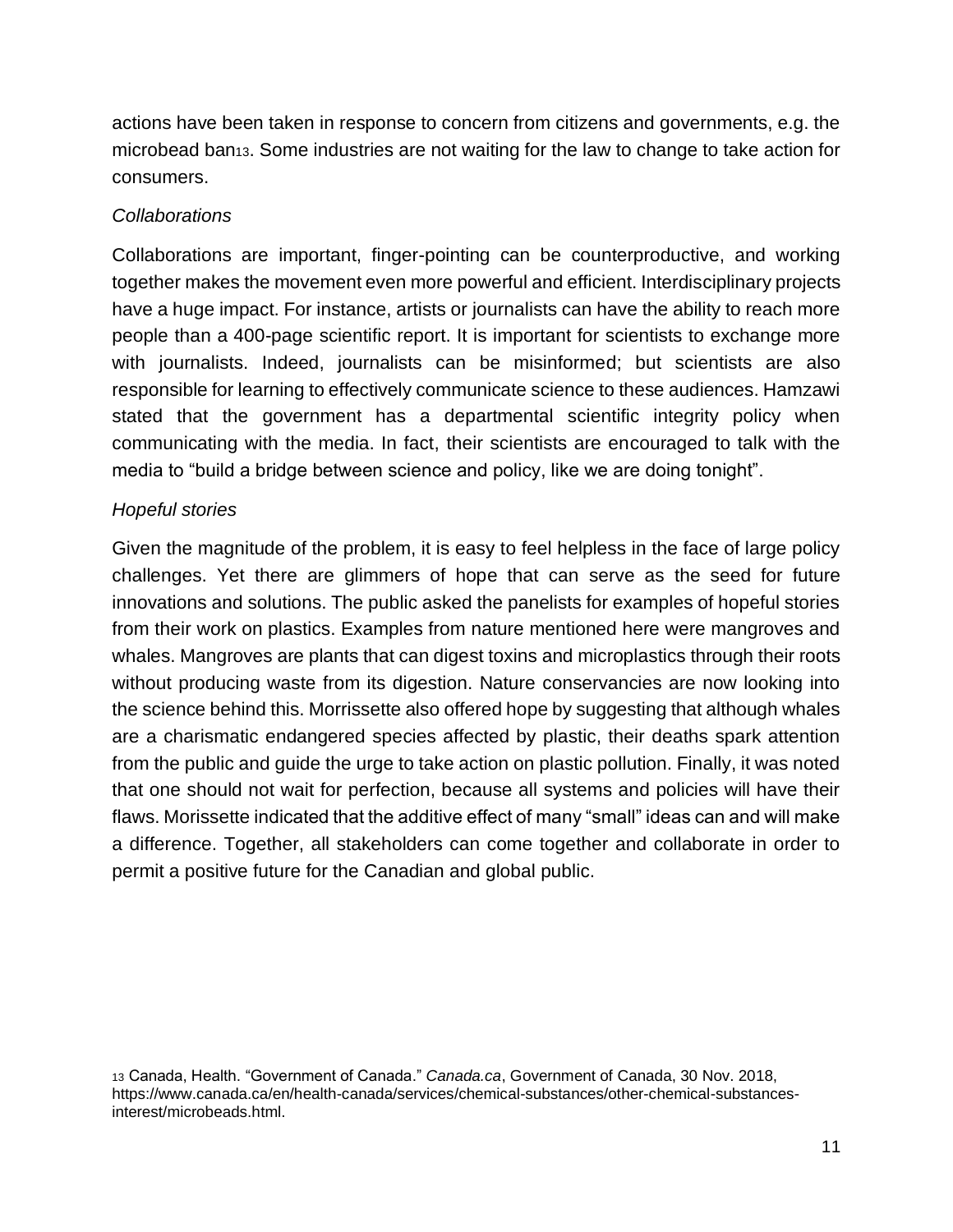actions have been taken in response to concern from citizens and governments, e.g. the microbead ban[13]. Some industries are not waiting for the law to change to take action for consumers.

*Collaborations*

Collaborations are important, finger-pointing can be counterproductive, and working together makes the movement even more powerful and efficient. Interdisciplinary projects have a huge impact. For instance, artists or journalists can have the ability to reach more people than a 400-page scientific report. It is important for scientists to exchange more with journalists. Indeed, journalists can be misinformed; but scientists are also responsible for learning to effectively communicate science to these audiences. Hamzawi stated that the government has a departmental scientific integrity policy when communicating with the media. In fact, their scientists are encouraged to talk with the media to "build a bridge between science and policy, like we are doing tonight".

*Hopeful stories*

Given the magnitude of the problem, it is easy to feel helpless in the face of large policy challenges. Yet there are glimmers of hope that can serve as the seed for future innovations and solutions. The public asked the panelists for examples of hopeful stories from their work on plastics. Examples from nature mentioned here were mangroves and whales. Mangroves are plants that can digest toxins and microplastics through their roots without producing waste from its digestion. Nature conservancies are now looking into the science behind this. Morrissette also offered hope by suggesting that although whales are a charismatic endangered species affected by plastic, their deaths spark attention from the public and guide the urge to take action on plastic pollution. Finally, it was noted that one should not wait for perfection, because all systems and policies will have their flaws. Morrissette indicated that the additive effect of many "small" ideas can and will make a difference. Together, all stakeholders can come together and collaborate in order to permit a positive future for the Canadian and global public.

[13] Canada, Health. "Government of Canada." *Canada.ca*, Government of Canada, 30 Nov. 2018, https://www.canada.ca/en/health-canada/services/chemical-substances/other-chemical-substances-interest/microbeads.html.